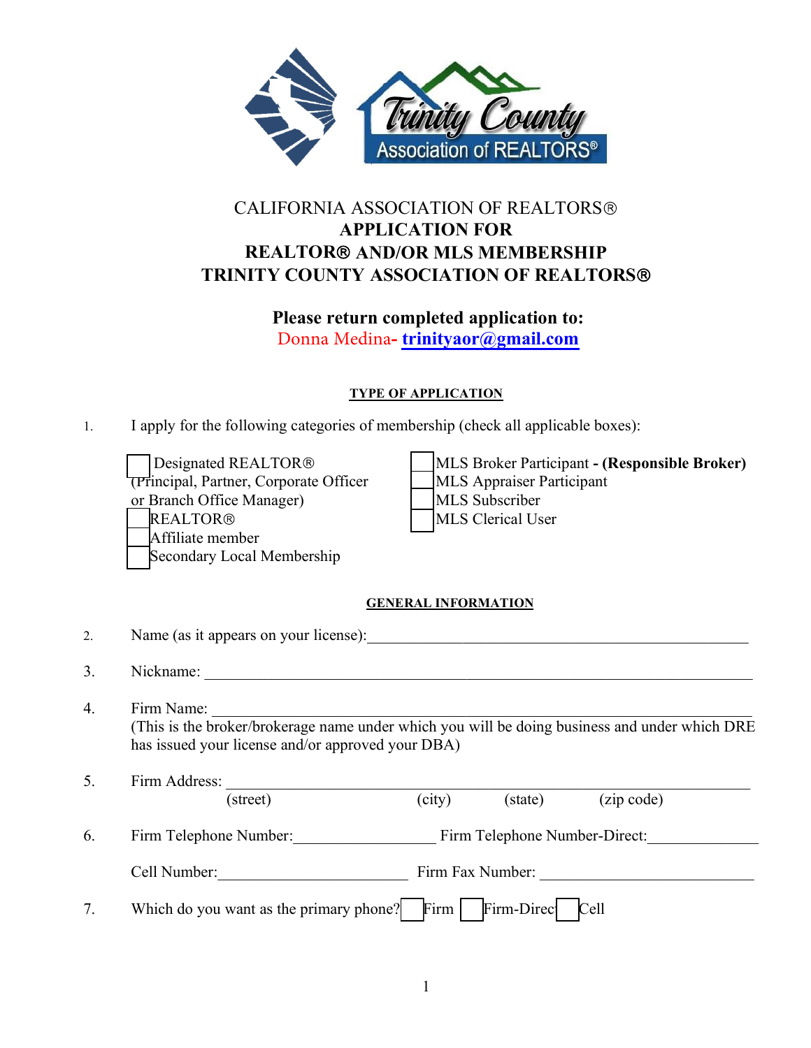CALIFORNIA ASSOCIATION OF REALTORS®

**APPLICATION FOR**

**REALTOR® AND/OR MLS MEMBERSHIP**

**TRINITY COUNTY ASSOCIATION OF REALTORS®**

**Please return completed application to:**

Donna Medina- **trinityaor@gmail.com**

**TYPE OF APPLICATION**

1. I apply for the following categories of membership (check all applicable boxes):

☐ Designated REALTOR® (Principal, Partner, Corporate Officer or Branch Office Manager)

☐ REALTOR®

☐ Affiliate member

☐ Secondary Local Membership

☐ MLS Broker Participant - **(Responsible Broker)**

☐ MLS Appraiser Participant

☐ MLS Subscriber

☐ MLS Clerical User

**GENERAL INFORMATION**

2. Name (as it appears on your license):_______________________________________________

3. Nickname: ____________________________________________________________________

4. Firm Name: ___________________________________________________________________

(This is the broker/brokerage name under which you will be doing business and under which DRE has issued your license and/or approved your DBA)

5. Firm Address: _________________________________________________________________

(street) (city) (state) (zip code)

6. Firm Telephone Number:_________________ Firm Telephone Number-Direct:_____________

Cell Number:________________________ Firm Fax Number: __________________________

7. Which do you want as the primary phone? ☐ Firm ☐ Firm-Direct ☐ Cell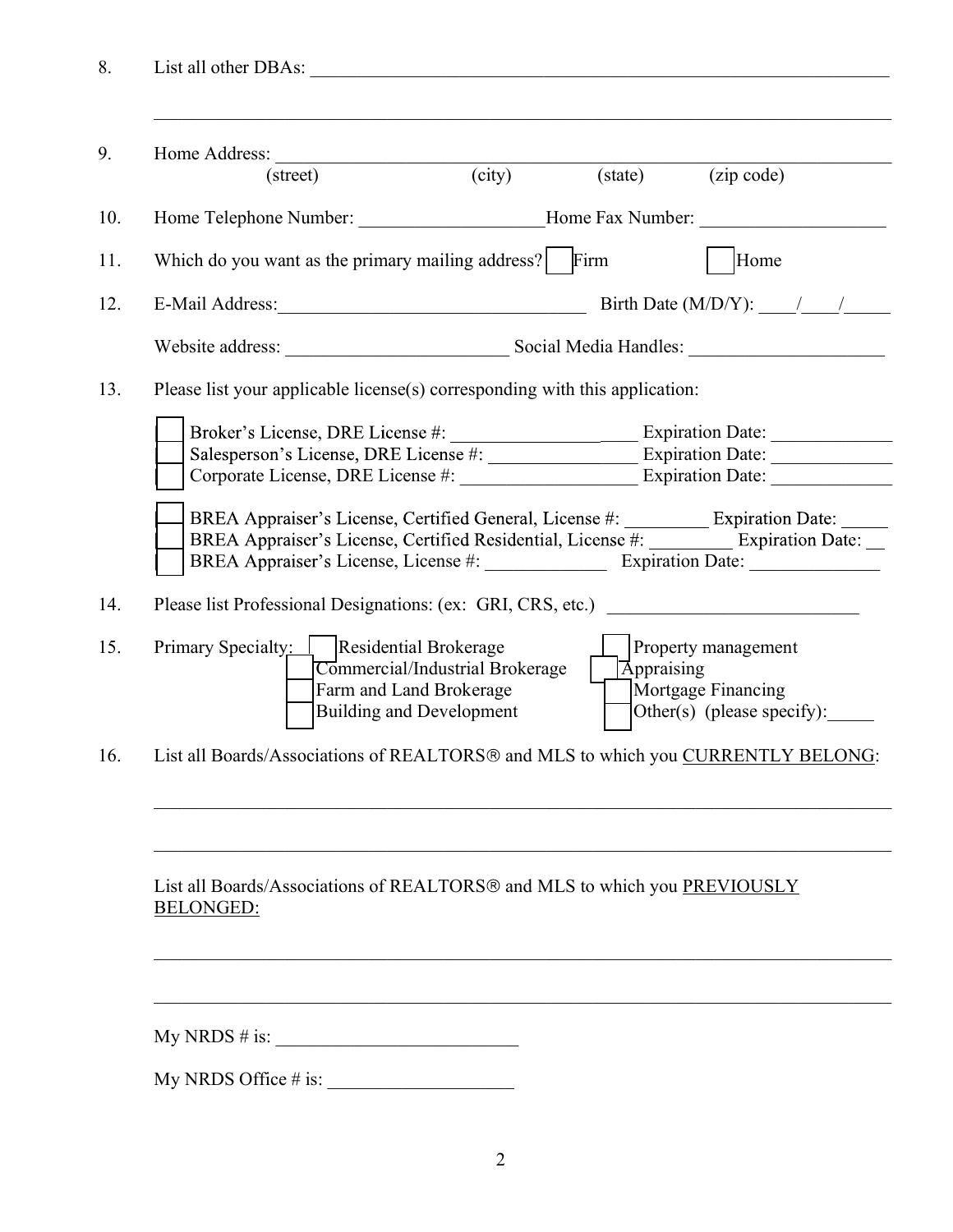8. List all other DBAs: ____________________________________________________________

____________________________________________________________

9. Home Address: ____________________________________________________________
(street) (city) (state) (zip code)

10. Home Telephone Number: ____________________ Home Fax Number: ____________________

11. Which do you want as the primary mailing address? ☐ Firm ☐ Home

12. E-Mail Address: ________________________________ Birth Date (M/D/Y): ____/____/_____

Website address: ________________________ Social Media Handles: _____________________

13. Please list your applicable license(s) corresponding with this application:

☐ Broker's License, DRE License #: ______________________ Expiration Date: _____________
☐ Salesperson's License, DRE License #: ________________ Expiration Date: _____________
☐ Corporate License, DRE License #: ___________________ Expiration Date: _____________

☐ BREA Appraiser's License, Certified General, License #: _________ Expiration Date: _____
☐ BREA Appraiser's License, Certified Residential, License #: _________ Expiration Date: __
☐ BREA Appraiser's License, License #: _____________ Expiration Date: ______________

14. Please list Professional Designations: (ex: GRI, CRS, etc.) ___________________________

15. Primary Specialty:
☐ Residential Brokerage
☐ Commercial/Industrial Brokerage
☐ Farm and Land Brokerage
☐ Building and Development
☐ Property management
☐ Appraising
☐ Mortgage Financing
☐ Other(s) (please specify):_____

16. List all Boards/Associations of REALTORS® and MLS to which you <u>CURRENTLY BELONG</u>:

____________________________________________________________

____________________________________________________________

List all Boards/Associations of REALTORS® and MLS to which you <u>PREVIOUSLY BELONGED:</u>

____________________________________________________________

____________________________________________________________

My NRDS # is: __________________________

My NRDS Office # is: ____________________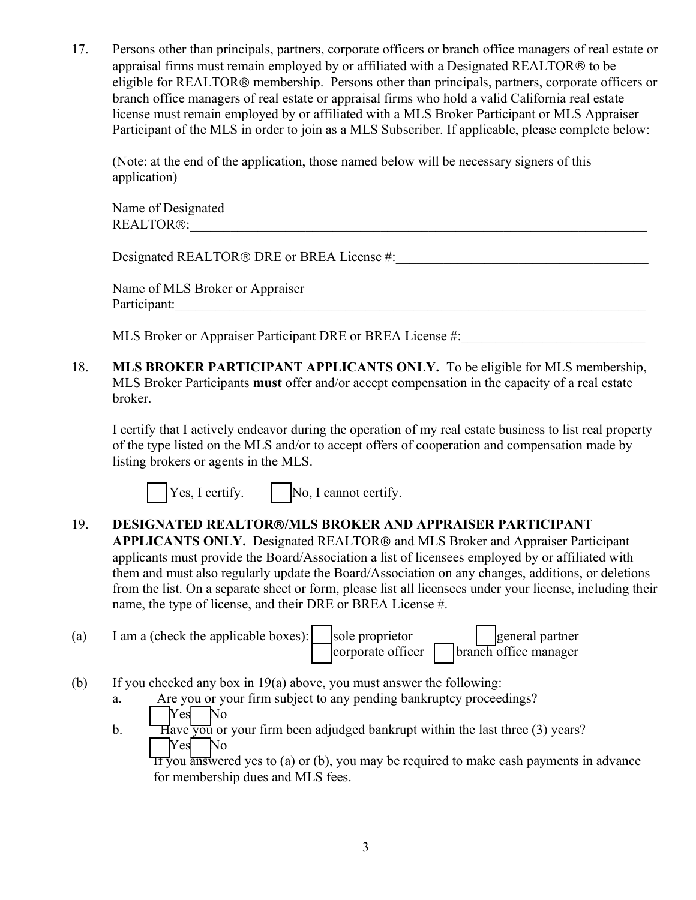17. Persons other than principals, partners, corporate officers or branch office managers of real estate or appraisal firms must remain employed by or affiliated with a Designated REALTOR® to be eligible for REALTOR® membership. Persons other than principals, partners, corporate officers or branch office managers of real estate or appraisal firms who hold a valid California real estate license must remain employed by or affiliated with a MLS Broker Participant or MLS Appraiser Participant of the MLS in order to join as a MLS Subscriber. If applicable, please complete below:

    (Note: at the end of the application, those named below will be necessary signers of this application)

    Name of Designated REALTOR®:______________________________________________________________

    Designated REALTOR® DRE or BREA License #:_______________________________________

    Name of MLS Broker or Appraiser Participant:______________________________________________________________

    MLS Broker or Appraiser Participant DRE or BREA License #:__________________________

18. **MLS BROKER PARTICIPANT APPLICANTS ONLY.** To be eligible for MLS membership, MLS Broker Participants **must** offer and/or accept compensation in the capacity of a real estate broker.

    I certify that I actively endeavor during the operation of my real estate business to list real property of the type listed on the MLS and/or to accept offers of cooperation and compensation made by listing brokers or agents in the MLS.

    ☐ Yes, I certify. ☐ No, I cannot certify.

19. **DESIGNATED REALTOR®/MLS BROKER AND APPRAISER PARTICIPANT APPLICANTS ONLY.** Designated REALTOR® and MLS Broker and Appraiser Participant applicants must provide the Board/Association a list of licensees employed by or affiliated with them and must also regularly update the Board/Association on any changes, additions, or deletions from the list. On a separate sheet or form, please list <u>all</u> licensees under your license, including their name, the type of license, and their DRE or BREA License #.

(a) I am a (check the applicable boxes): ☐ sole proprietor ☐ general partner ☐ corporate officer ☐ branch office manager

(b) If you checked any box in 19(a) above, you must answer the following:

   a. Are you or your firm subject to any pending bankruptcy proceedings?
      ☐ Yes ☐ No

   b. Have you or your firm been adjudged bankrupt within the last three (3) years?
      ☐ Yes ☐ No

   If you answered yes to (a) or (b), you may be required to make cash payments in advance for membership dues and MLS fees.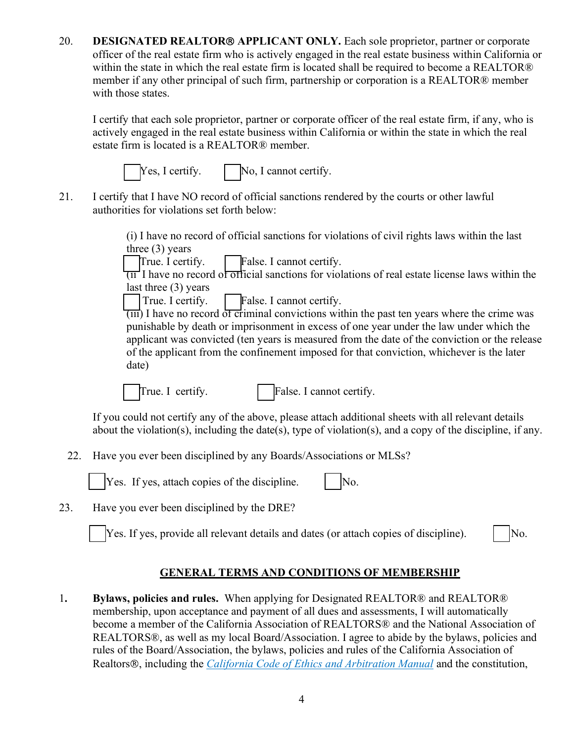20. **DESIGNATED REALTOR® APPLICANT ONLY.** Each sole proprietor, partner or corporate officer of the real estate firm who is actively engaged in the real estate business within California or within the state in which the real estate firm is located shall be required to become a REALTOR® member if any other principal of such firm, partnership or corporation is a REALTOR® member with those states.

    I certify that each sole proprietor, partner or corporate officer of the real estate firm, if any, who is actively engaged in the real estate business within California or within the state in which the real estate firm is located is a REALTOR® member.

    ☐ Yes, I certify. ☐ No, I cannot certify.

21. I certify that I have NO record of official sanctions rendered by the courts or other lawful authorities for violations set forth below:

    (i) I have no record of official sanctions for violations of civil rights laws within the last three (3) years
    ☐ True. I certify. ☐ False. I cannot certify.
    (ii) I have no record of official sanctions for violations of real estate license laws within the last three (3) years
    ☐ True. I certify. ☐ False. I cannot certify.
    (iii) I have no record of criminal convictions within the past ten years where the crime was punishable by death or imprisonment in excess of one year under the law under which the applicant was convicted (ten years is measured from the date of the conviction or the release of the applicant from the confinement imposed for that conviction, whichever is the later date)

    ☐ True. I certify. ☐ False. I cannot certify.

    If you could not certify any of the above, please attach additional sheets with all relevant details about the violation(s), including the date(s), type of violation(s), and a copy of the discipline, if any.

22. Have you ever been disciplined by any Boards/Associations or MLSs?

    ☐ Yes. If yes, attach copies of the discipline. ☐ No.

23. Have you ever been disciplined by the DRE?

    ☐ Yes. If yes, provide all relevant details and dates (or attach copies of discipline). ☐ No.

## GENERAL TERMS AND CONDITIONS OF MEMBERSHIP

1. **Bylaws, policies and rules.** When applying for Designated REALTOR® and REALTOR® membership, upon acceptance and payment of all dues and assessments, I will automatically become a member of the California Association of REALTORS® and the National Association of REALTORS®, as well as my local Board/Association. I agree to abide by the bylaws, policies and rules of the Board/Association, the bylaws, policies and rules of the California Association of Realtors®, including the *California Code of Ethics and Arbitration Manual* and the constitution,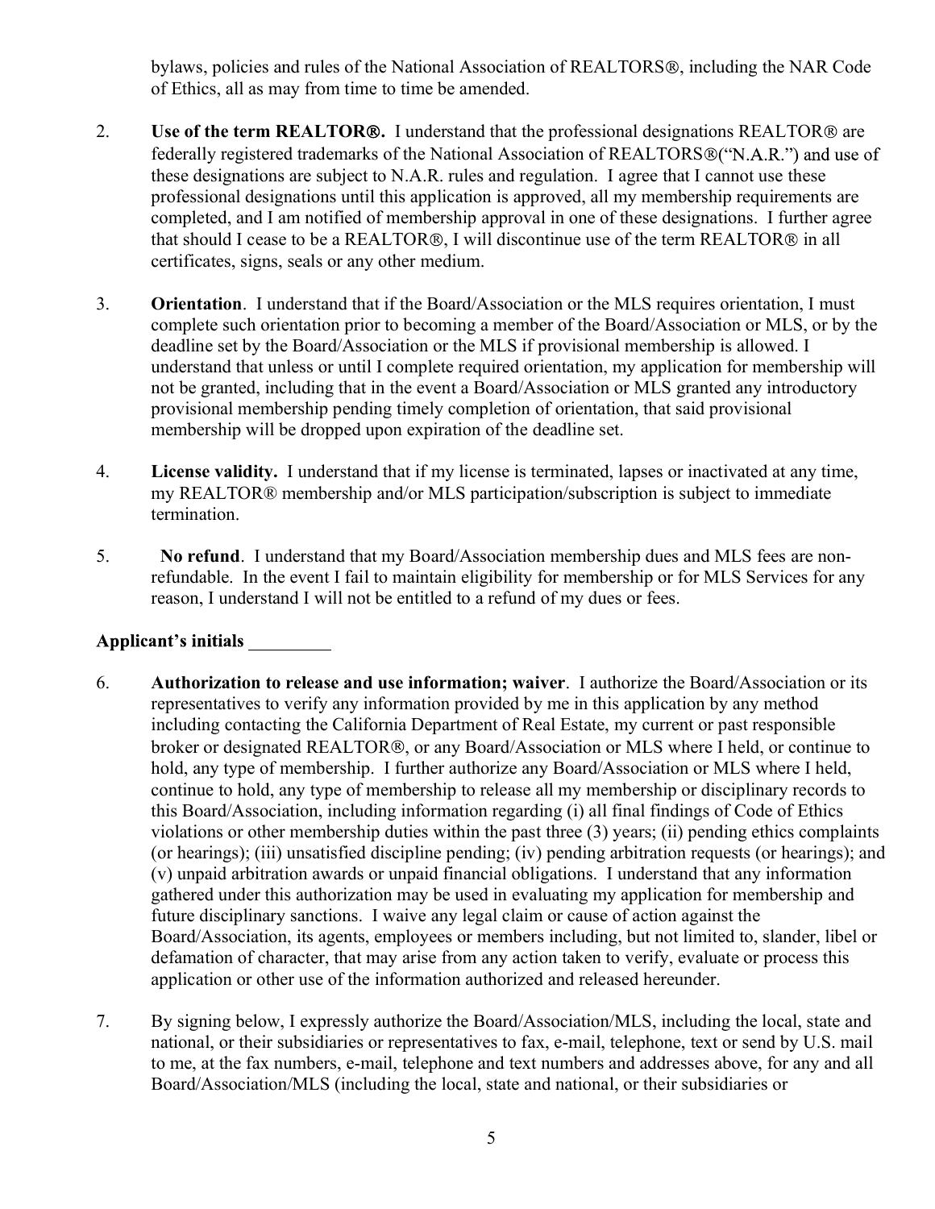bylaws, policies and rules of the National Association of REALTORS®, including the NAR Code of Ethics, all as may from time to time be amended.

2. **Use of the term REALTOR®.** I understand that the professional designations REALTOR® are federally registered trademarks of the National Association of REALTORS®("N.A.R.") and use of these designations are subject to N.A.R. rules and regulation. I agree that I cannot use these professional designations until this application is approved, all my membership requirements are completed, and I am notified of membership approval in one of these designations. I further agree that should I cease to be a REALTOR®, I will discontinue use of the term REALTOR® in all certificates, signs, seals or any other medium.

3. **Orientation**. I understand that if the Board/Association or the MLS requires orientation, I must complete such orientation prior to becoming a member of the Board/Association or MLS, or by the deadline set by the Board/Association or the MLS if provisional membership is allowed. I understand that unless or until I complete required orientation, my application for membership will not be granted, including that in the event a Board/Association or MLS granted any introductory provisional membership pending timely completion of orientation, that said provisional membership will be dropped upon expiration of the deadline set.

4. **License validity.** I understand that if my license is terminated, lapses or inactivated at any time, my REALTOR® membership and/or MLS participation/subscription is subject to immediate termination.

5. **No refund**. I understand that my Board/Association membership dues and MLS fees are non-refundable. In the event I fail to maintain eligibility for membership or for MLS Services for any reason, I understand I will not be entitled to a refund of my dues or fees.

**Applicant's initials** _________

6. **Authorization to release and use information; waiver**. I authorize the Board/Association or its representatives to verify any information provided by me in this application by any method including contacting the California Department of Real Estate, my current or past responsible broker or designated REALTOR®, or any Board/Association or MLS where I held, or continue to hold, any type of membership. I further authorize any Board/Association or MLS where I held, continue to hold, any type of membership to release all my membership or disciplinary records to this Board/Association, including information regarding (i) all final findings of Code of Ethics violations or other membership duties within the past three (3) years; (ii) pending ethics complaints (or hearings); (iii) unsatisfied discipline pending; (iv) pending arbitration requests (or hearings); and (v) unpaid arbitration awards or unpaid financial obligations. I understand that any information gathered under this authorization may be used in evaluating my application for membership and future disciplinary sanctions. I waive any legal claim or cause of action against the Board/Association, its agents, employees or members including, but not limited to, slander, libel or defamation of character, that may arise from any action taken to verify, evaluate or process this application or other use of the information authorized and released hereunder.

7. By signing below, I expressly authorize the Board/Association/MLS, including the local, state and national, or their subsidiaries or representatives to fax, e-mail, telephone, text or send by U.S. mail to me, at the fax numbers, e-mail, telephone and text numbers and addresses above, for any and all Board/Association/MLS (including the local, state and national, or their subsidiaries or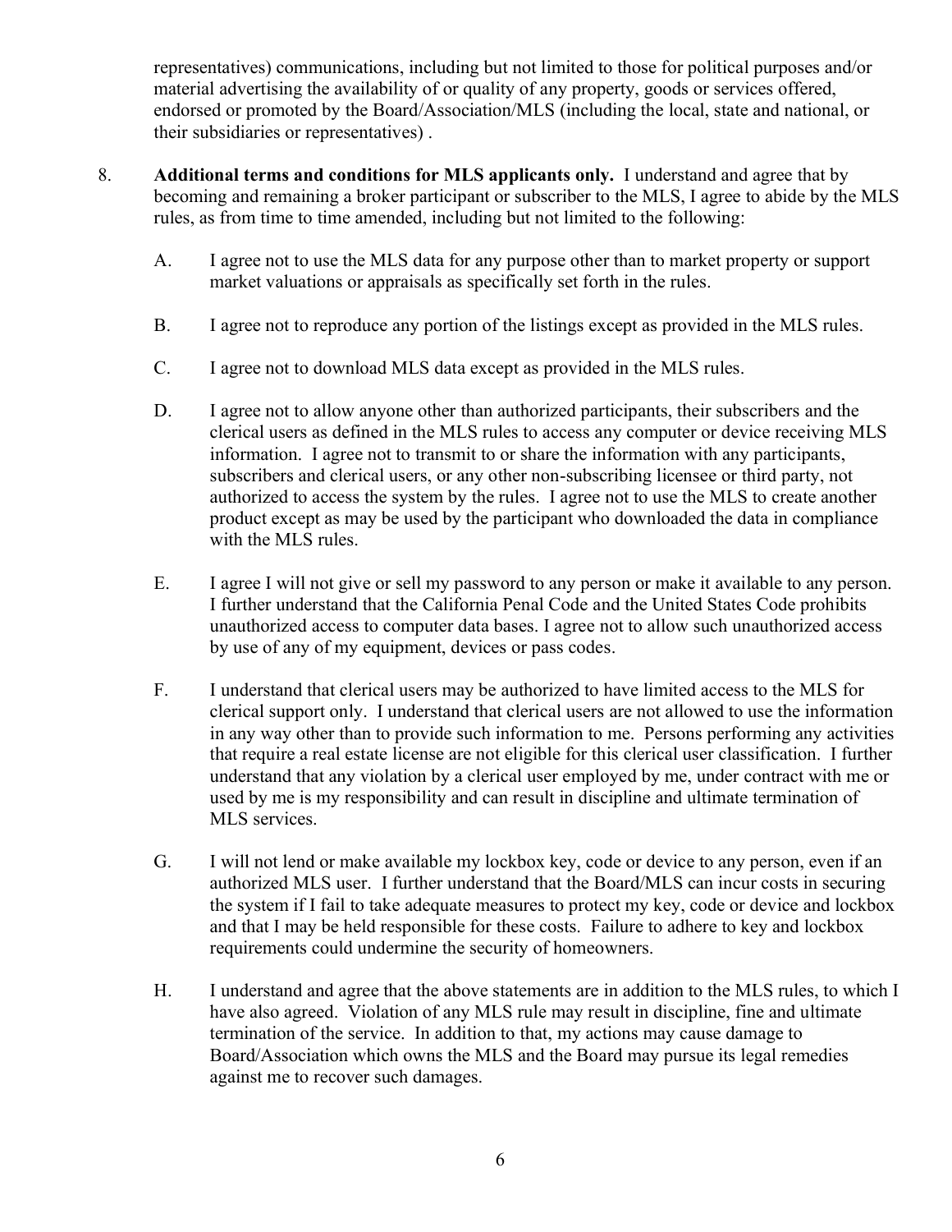representatives) communications, including but not limited to those for political purposes and/or material advertising the availability of or quality of any property, goods or services offered, endorsed or promoted by the Board/Association/MLS (including the local, state and national, or their subsidiaries or representatives) .

8. **Additional terms and conditions for MLS applicants only.** I understand and agree that by becoming and remaining a broker participant or subscriber to the MLS, I agree to abide by the MLS rules, as from time to time amended, including but not limited to the following:

   A. I agree not to use the MLS data for any purpose other than to market property or support market valuations or appraisals as specifically set forth in the rules.

   B. I agree not to reproduce any portion of the listings except as provided in the MLS rules.

   C. I agree not to download MLS data except as provided in the MLS rules.

   D. I agree not to allow anyone other than authorized participants, their subscribers and the clerical users as defined in the MLS rules to access any computer or device receiving MLS information. I agree not to transmit to or share the information with any participants, subscribers and clerical users, or any other non-subscribing licensee or third party, not authorized to access the system by the rules. I agree not to use the MLS to create another product except as may be used by the participant who downloaded the data in compliance with the MLS rules.

   E. I agree I will not give or sell my password to any person or make it available to any person. I further understand that the California Penal Code and the United States Code prohibits unauthorized access to computer data bases. I agree not to allow such unauthorized access by use of any of my equipment, devices or pass codes.

   F. I understand that clerical users may be authorized to have limited access to the MLS for clerical support only. I understand that clerical users are not allowed to use the information in any way other than to provide such information to me. Persons performing any activities that require a real estate license are not eligible for this clerical user classification. I further understand that any violation by a clerical user employed by me, under contract with me or used by me is my responsibility and can result in discipline and ultimate termination of MLS services.

   G. I will not lend or make available my lockbox key, code or device to any person, even if an authorized MLS user. I further understand that the Board/MLS can incur costs in securing the system if I fail to take adequate measures to protect my key, code or device and lockbox and that I may be held responsible for these costs. Failure to adhere to key and lockbox requirements could undermine the security of homeowners.

   H. I understand and agree that the above statements are in addition to the MLS rules, to which I have also agreed. Violation of any MLS rule may result in discipline, fine and ultimate termination of the service. In addition to that, my actions may cause damage to Board/Association which owns the MLS and the Board may pursue its legal remedies against me to recover such damages.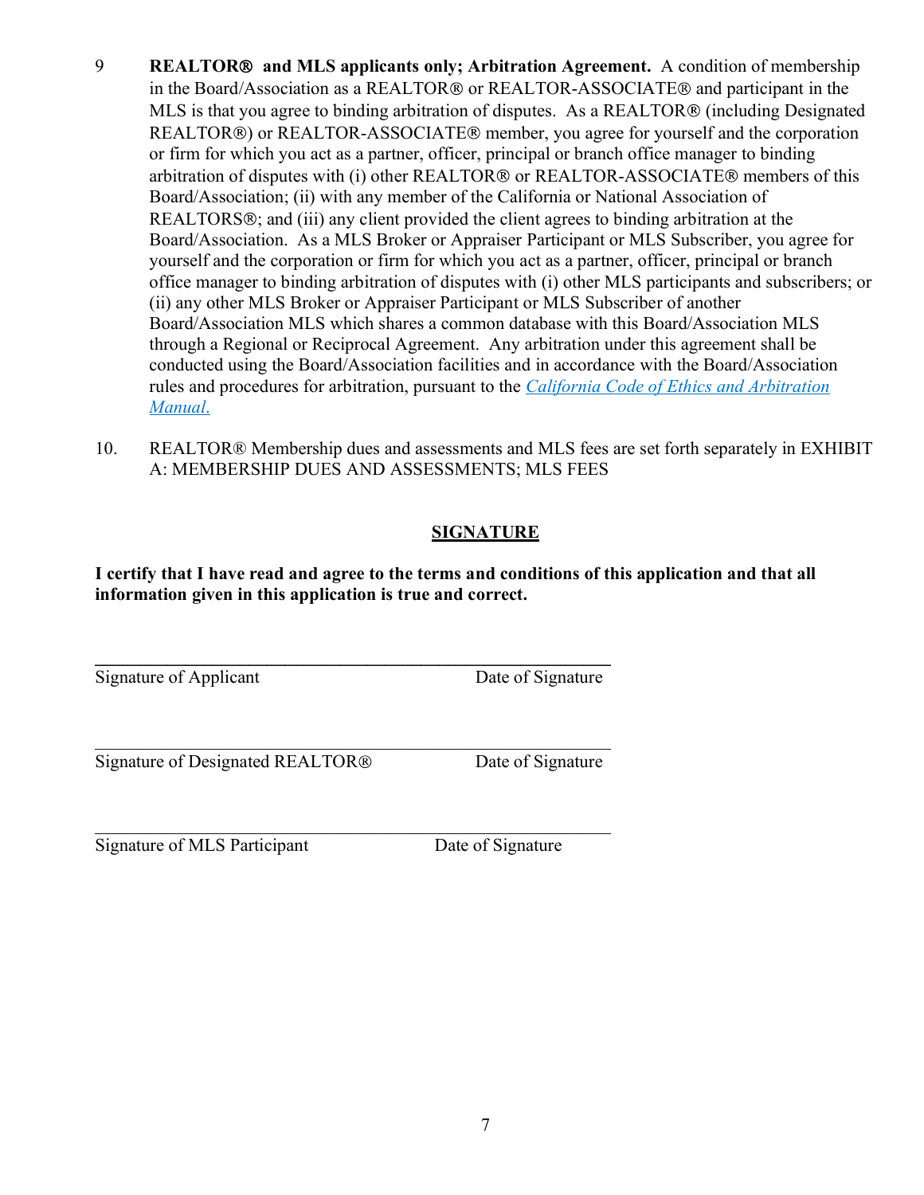9. **REALTOR® and MLS applicants only; Arbitration Agreement.** A condition of membership in the Board/Association as a REALTOR® or REALTOR-ASSOCIATE® and participant in the MLS is that you agree to binding arbitration of disputes. As a REALTOR® (including Designated REALTOR®) or REALTOR-ASSOCIATE® member, you agree for yourself and the corporation or firm for which you act as a partner, officer, principal or branch office manager to binding arbitration of disputes with (i) other REALTOR® or REALTOR-ASSOCIATE® members of this Board/Association; (ii) with any member of the California or National Association of REALTORS®; and (iii) any client provided the client agrees to binding arbitration at the Board/Association. As a MLS Broker or Appraiser Participant or MLS Subscriber, you agree for yourself and the corporation or firm for which you act as a partner, officer, principal or branch office manager to binding arbitration of disputes with (i) other MLS participants and subscribers; or (ii) any other MLS Broker or Appraiser Participant or MLS Subscriber of another Board/Association MLS which shares a common database with this Board/Association MLS through a Regional or Reciprocal Agreement. Any arbitration under this agreement shall be conducted using the Board/Association facilities and in accordance with the Board/Association rules and procedures for arbitration, pursuant to the *California Code of Ethics and Arbitration Manual.*

10. REALTOR® Membership dues and assessments and MLS fees are set forth separately in EXHIBIT A: MEMBERSHIP DUES AND ASSESSMENTS; MLS FEES

## SIGNATURE

**I certify that I have read and agree to the terms and conditions of this application and that all information given in this application is true and correct.**

_______________________________________________

Signature of Applicant                    Date of Signature

_______________________________________________

Signature of Designated REALTOR®                    Date of Signature

_______________________________________________

Signature of MLS Participant                    Date of Signature